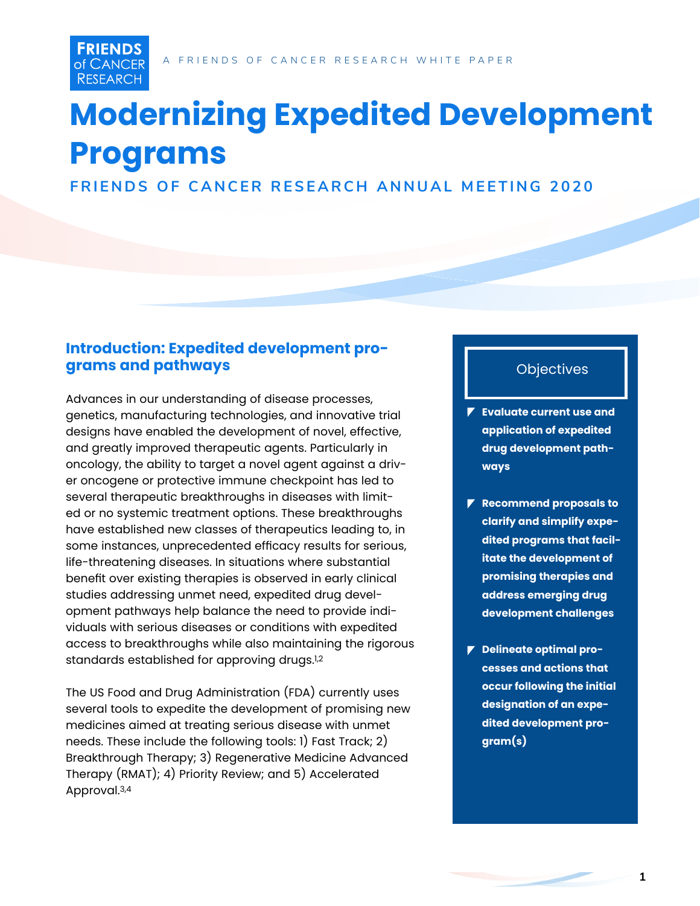FRIENDS of CANCER RESEARCH

A FRIENDS OF CANCER RESEARCH WHITE PAPER

# Modernizing Expedited Development Programs

## FRIENDS OF CANCER RESEARCH ANNUAL MEETING 2020

### Introduction: Expedited development programs and pathways

Advances in our understanding of disease processes, genetics, manufacturing technologies, and innovative trial designs have enabled the development of novel, effective, and greatly improved therapeutic agents. Particularly in oncology, the ability to target a novel agent against a driver oncogene or protective immune checkpoint has led to several therapeutic breakthroughs in diseases with limited or no systemic treatment options. These breakthroughs have established new classes of therapeutics leading to, in some instances, unprecedented efficacy results for serious, life-threatening diseases. In situations where substantial benefit over existing therapies is observed in early clinical studies addressing unmet need, expedited drug development pathways help balance the need to provide individuals with serious diseases or conditions with expedited access to breakthroughs while also maintaining the rigorous standards established for approving drugs.[1,2]

The US Food and Drug Administration (FDA) currently uses several tools to expedite the development of promising new medicines aimed at treating serious disease with unmet needs. These include the following tools: 1) Fast Track; 2) Breakthrough Therapy; 3) Regenerative Medicine Advanced Therapy (RMAT); 4) Priority Review; and 5) Accelerated Approval.[3,4]

### Objectives

- **Evaluate current use and application of expedited drug development pathways**
- **Recommend proposals to clarify and simplify expedited programs that facilitate the development of promising therapies and address emerging drug development challenges**
- **Delineate optimal processes and actions that occur following the initial designation of an expedited development program(s)**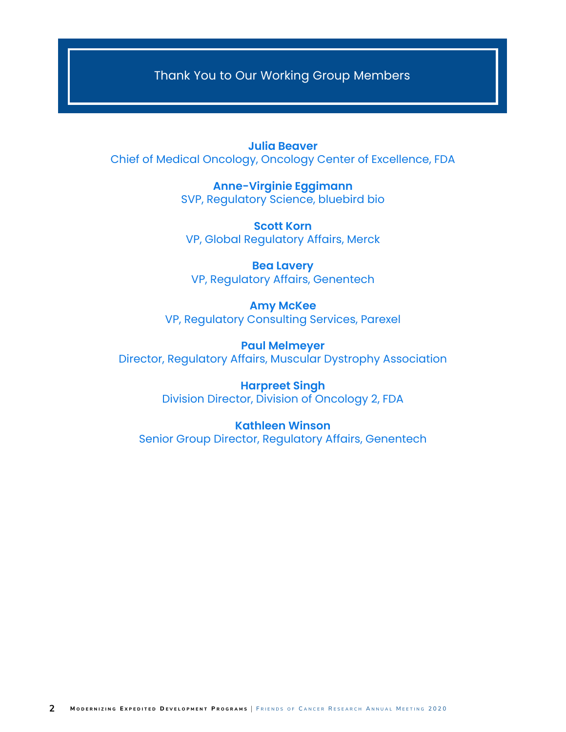# Thank You to Our Working Group Members

**Julia Beaver**
Chief of Medical Oncology, Oncology Center of Excellence, FDA

**Anne-Virginie Eggimann**
SVP, Regulatory Science, bluebird bio

**Scott Korn**
VP, Global Regulatory Affairs, Merck

**Bea Lavery**
VP, Regulatory Affairs, Genentech

**Amy McKee**
VP, Regulatory Consulting Services, Parexel

**Paul Melmeyer**
Director, Regulatory Affairs, Muscular Dystrophy Association

**Harpreet Singh**
Division Director, Division of Oncology 2, FDA

**Kathleen Winson**
Senior Group Director, Regulatory Affairs, Genentech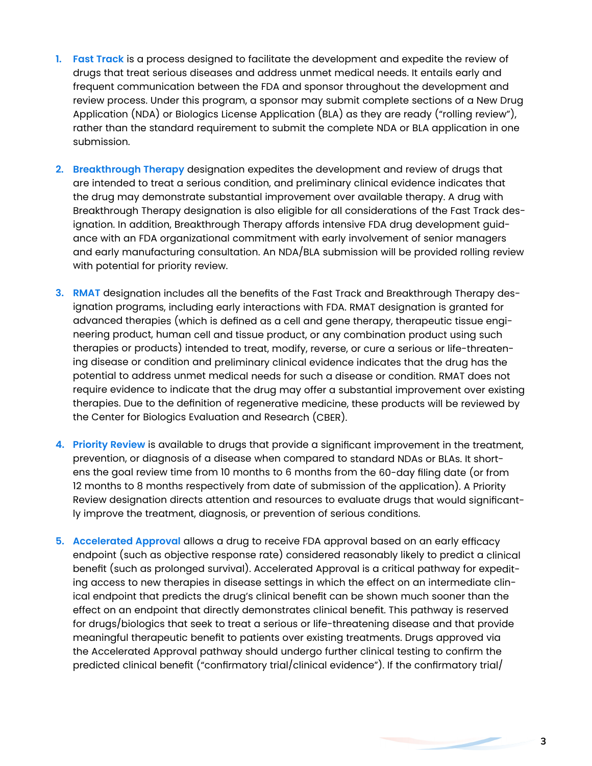1. **Fast Track** is a process designed to facilitate the development and expedite the review of drugs that treat serious diseases and address unmet medical needs. It entails early and frequent communication between the FDA and sponsor throughout the development and review process. Under this program, a sponsor may submit complete sections of a New Drug Application (NDA) or Biologics License Application (BLA) as they are ready ("rolling review"), rather than the standard requirement to submit the complete NDA or BLA application in one submission.

2. **Breakthrough Therapy** designation expedites the development and review of drugs that are intended to treat a serious condition, and preliminary clinical evidence indicates that the drug may demonstrate substantial improvement over available therapy. A drug with Breakthrough Therapy designation is also eligible for all considerations of the Fast Track designation. In addition, Breakthrough Therapy affords intensive FDA drug development guidance with an FDA organizational commitment with early involvement of senior managers and early manufacturing consultation. An NDA/BLA submission will be provided rolling review with potential for priority review.

3. **RMAT** designation includes all the benefits of the Fast Track and Breakthrough Therapy designation programs, including early interactions with FDA. RMAT designation is granted for advanced therapies (which is defined as a cell and gene therapy, therapeutic tissue engineering product, human cell and tissue product, or any combination product using such therapies or products) intended to treat, modify, reverse, or cure a serious or life-threatening disease or condition and preliminary clinical evidence indicates that the drug has the potential to address unmet medical needs for such a disease or condition. RMAT does not require evidence to indicate that the drug may offer a substantial improvement over existing therapies. Due to the definition of regenerative medicine, these products will be reviewed by the Center for Biologics Evaluation and Research (CBER).

4. **Priority Review** is available to drugs that provide a significant improvement in the treatment, prevention, or diagnosis of a disease when compared to standard NDAs or BLAs. It shortens the goal review time from 10 months to 6 months from the 60-day filing date (or from 12 months to 8 months respectively from date of submission of the application). A Priority Review designation directs attention and resources to evaluate drugs that would significantly improve the treatment, diagnosis, or prevention of serious conditions.

5. **Accelerated Approval** allows a drug to receive FDA approval based on an early efficacy endpoint (such as objective response rate) considered reasonably likely to predict a clinical benefit (such as prolonged survival). Accelerated Approval is a critical pathway for expediting access to new therapies in disease settings in which the effect on an intermediate clinical endpoint that predicts the drug's clinical benefit can be shown much sooner than the effect on an endpoint that directly demonstrates clinical benefit. This pathway is reserved for drugs/biologics that seek to treat a serious or life-threatening disease and that provide meaningful therapeutic benefit to patients over existing treatments. Drugs approved via the Accelerated Approval pathway should undergo further clinical testing to confirm the predicted clinical benefit ("confirmatory trial/clinical evidence"). If the confirmatory trial/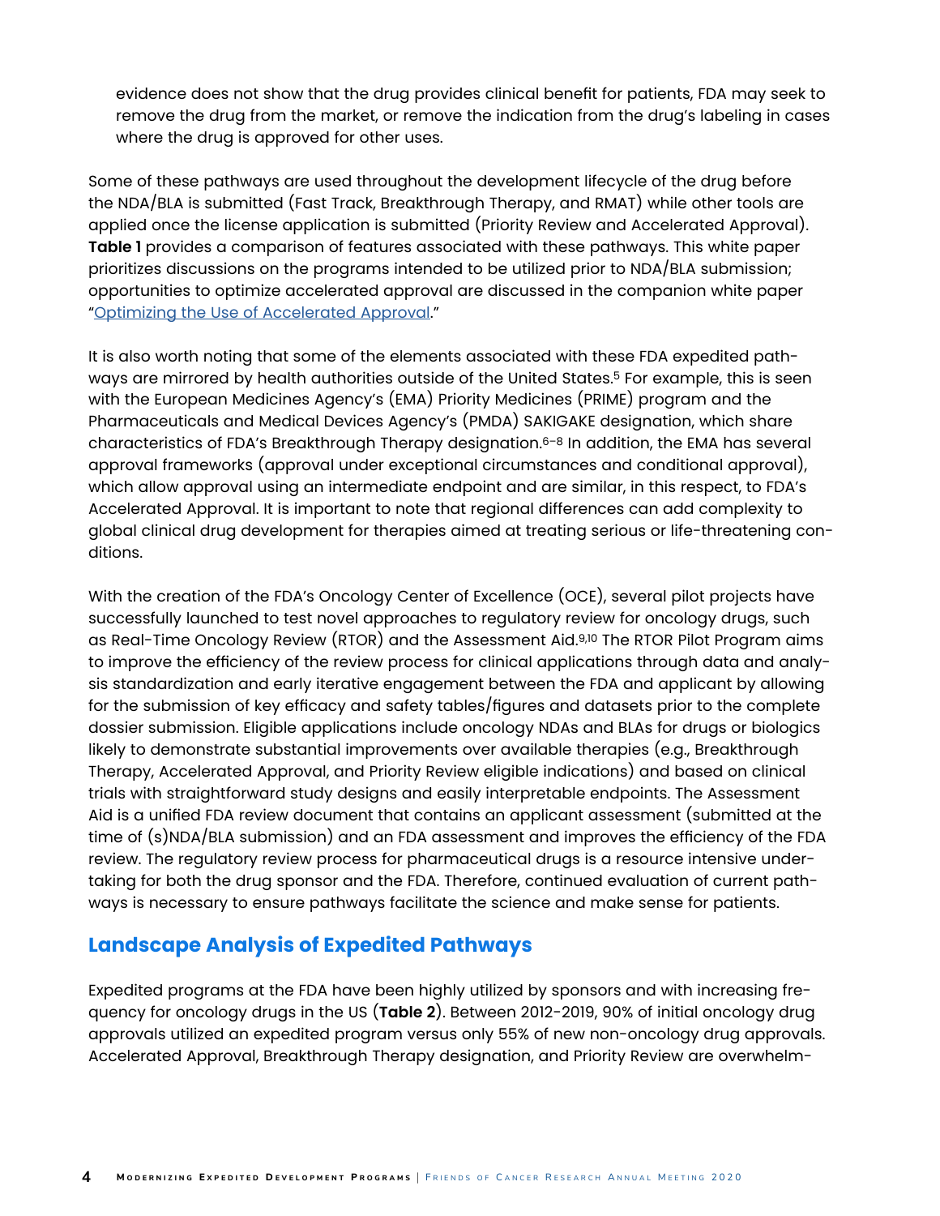evidence does not show that the drug provides clinical benefit for patients, FDA may seek to remove the drug from the market, or remove the indication from the drug's labeling in cases where the drug is approved for other uses.

Some of these pathways are used throughout the development lifecycle of the drug before the NDA/BLA is submitted (Fast Track, Breakthrough Therapy, and RMAT) while other tools are applied once the license application is submitted (Priority Review and Accelerated Approval). **Table 1** provides a comparison of features associated with these pathways. This white paper prioritizes discussions on the programs intended to be utilized prior to NDA/BLA submission; opportunities to optimize accelerated approval are discussed in the companion white paper "Optimizing the Use of Accelerated Approval."

It is also worth noting that some of the elements associated with these FDA expedited pathways are mirrored by health authorities outside of the United States.[5] For example, this is seen with the European Medicines Agency's (EMA) Priority Medicines (PRIME) program and the Pharmaceuticals and Medical Devices Agency's (PMDA) SAKIGAKE designation, which share characteristics of FDA's Breakthrough Therapy designation.[6–8] In addition, the EMA has several approval frameworks (approval under exceptional circumstances and conditional approval), which allow approval using an intermediate endpoint and are similar, in this respect, to FDA's Accelerated Approval. It is important to note that regional differences can add complexity to global clinical drug development for therapies aimed at treating serious or life-threatening conditions.

With the creation of the FDA's Oncology Center of Excellence (OCE), several pilot projects have successfully launched to test novel approaches to regulatory review for oncology drugs, such as Real-Time Oncology Review (RTOR) and the Assessment Aid.[9,10] The RTOR Pilot Program aims to improve the efficiency of the review process for clinical applications through data and analysis standardization and early iterative engagement between the FDA and applicant by allowing for the submission of key efficacy and safety tables/figures and datasets prior to the complete dossier submission. Eligible applications include oncology NDAs and BLAs for drugs or biologics likely to demonstrate substantial improvements over available therapies (e.g., Breakthrough Therapy, Accelerated Approval, and Priority Review eligible indications) and based on clinical trials with straightforward study designs and easily interpretable endpoints. The Assessment Aid is a unified FDA review document that contains an applicant assessment (submitted at the time of (s)NDA/BLA submission) and an FDA assessment and improves the efficiency of the FDA review. The regulatory review process for pharmaceutical drugs is a resource intensive undertaking for both the drug sponsor and the FDA. Therefore, continued evaluation of current pathways is necessary to ensure pathways facilitate the science and make sense for patients.

## Landscape Analysis of Expedited Pathways

Expedited programs at the FDA have been highly utilized by sponsors and with increasing frequency for oncology drugs in the US (**Table 2**). Between 2012-2019, 90% of initial oncology drug approvals utilized an expedited program versus only 55% of new non-oncology drug approvals. Accelerated Approval, Breakthrough Therapy designation, and Priority Review are overwhelm-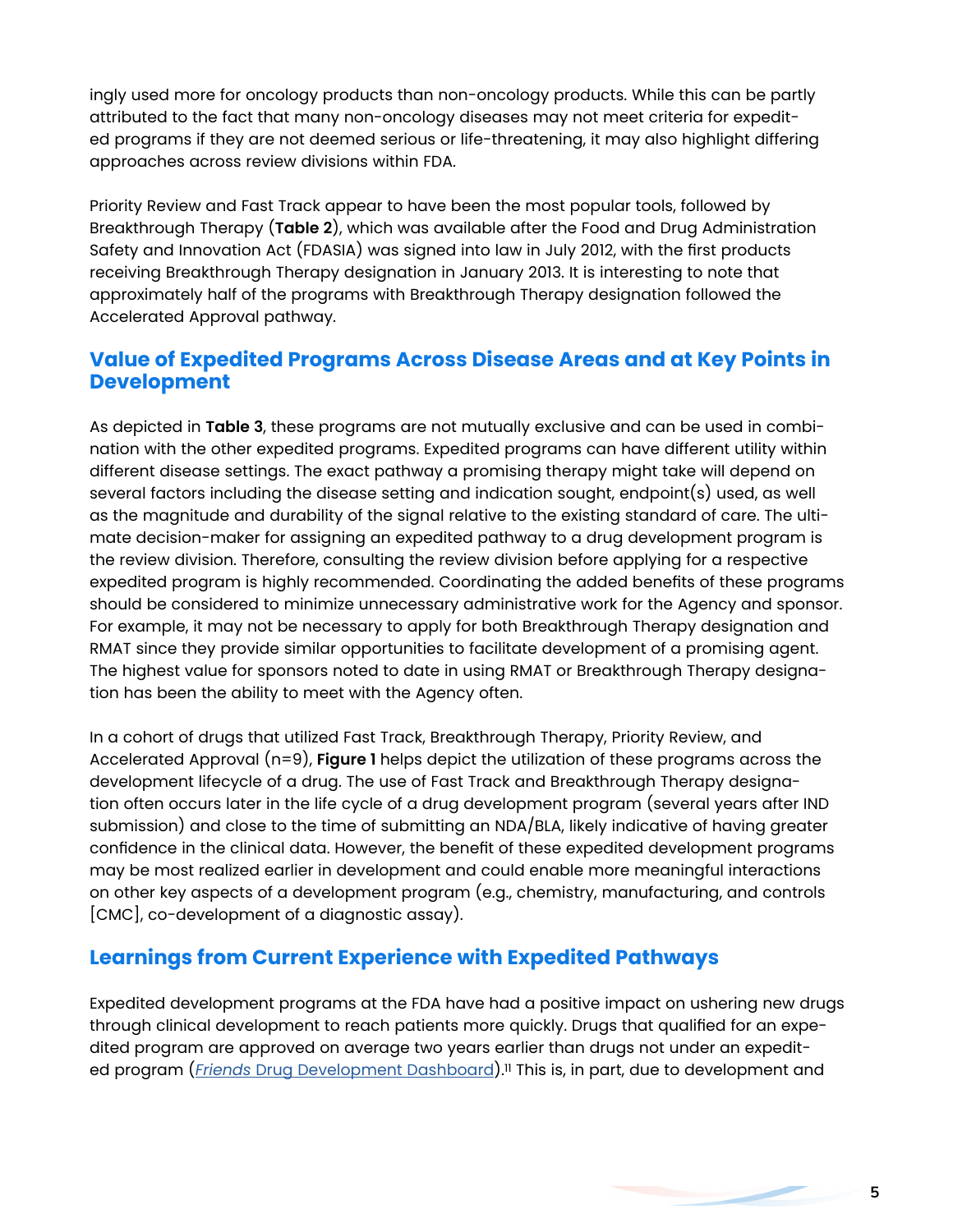ingly used more for oncology products than non-oncology products. While this can be partly attributed to the fact that many non-oncology diseases may not meet criteria for expedited programs if they are not deemed serious or life-threatening, it may also highlight differing approaches across review divisions within FDA.

Priority Review and Fast Track appear to have been the most popular tools, followed by Breakthrough Therapy (**Table 2**), which was available after the Food and Drug Administration Safety and Innovation Act (FDASIA) was signed into law in July 2012, with the first products receiving Breakthrough Therapy designation in January 2013. It is interesting to note that approximately half of the programs with Breakthrough Therapy designation followed the Accelerated Approval pathway.

## Value of Expedited Programs Across Disease Areas and at Key Points in Development

As depicted in **Table 3**, these programs are not mutually exclusive and can be used in combination with the other expedited programs. Expedited programs can have different utility within different disease settings. The exact pathway a promising therapy might take will depend on several factors including the disease setting and indication sought, endpoint(s) used, as well as the magnitude and durability of the signal relative to the existing standard of care. The ultimate decision-maker for assigning an expedited pathway to a drug development program is the review division. Therefore, consulting the review division before applying for a respective expedited program is highly recommended. Coordinating the added benefits of these programs should be considered to minimize unnecessary administrative work for the Agency and sponsor. For example, it may not be necessary to apply for both Breakthrough Therapy designation and RMAT since they provide similar opportunities to facilitate development of a promising agent. The highest value for sponsors noted to date in using RMAT or Breakthrough Therapy designation has been the ability to meet with the Agency often.

In a cohort of drugs that utilized Fast Track, Breakthrough Therapy, Priority Review, and Accelerated Approval (n=9), **Figure 1** helps depict the utilization of these programs across the development lifecycle of a drug. The use of Fast Track and Breakthrough Therapy designation often occurs later in the life cycle of a drug development program (several years after IND submission) and close to the time of submitting an NDA/BLA, likely indicative of having greater confidence in the clinical data. However, the benefit of these expedited development programs may be most realized earlier in development and could enable more meaningful interactions on other key aspects of a development program (e.g., chemistry, manufacturing, and controls [CMC], co-development of a diagnostic assay).

## Learnings from Current Experience with Expedited Pathways

Expedited development programs at the FDA have had a positive impact on ushering new drugs through clinical development to reach patients more quickly. Drugs that qualified for an expedited program are approved on average two years earlier than drugs not under an expedited program (*Friends* Drug Development Dashboard).[11] This is, in part, due to development and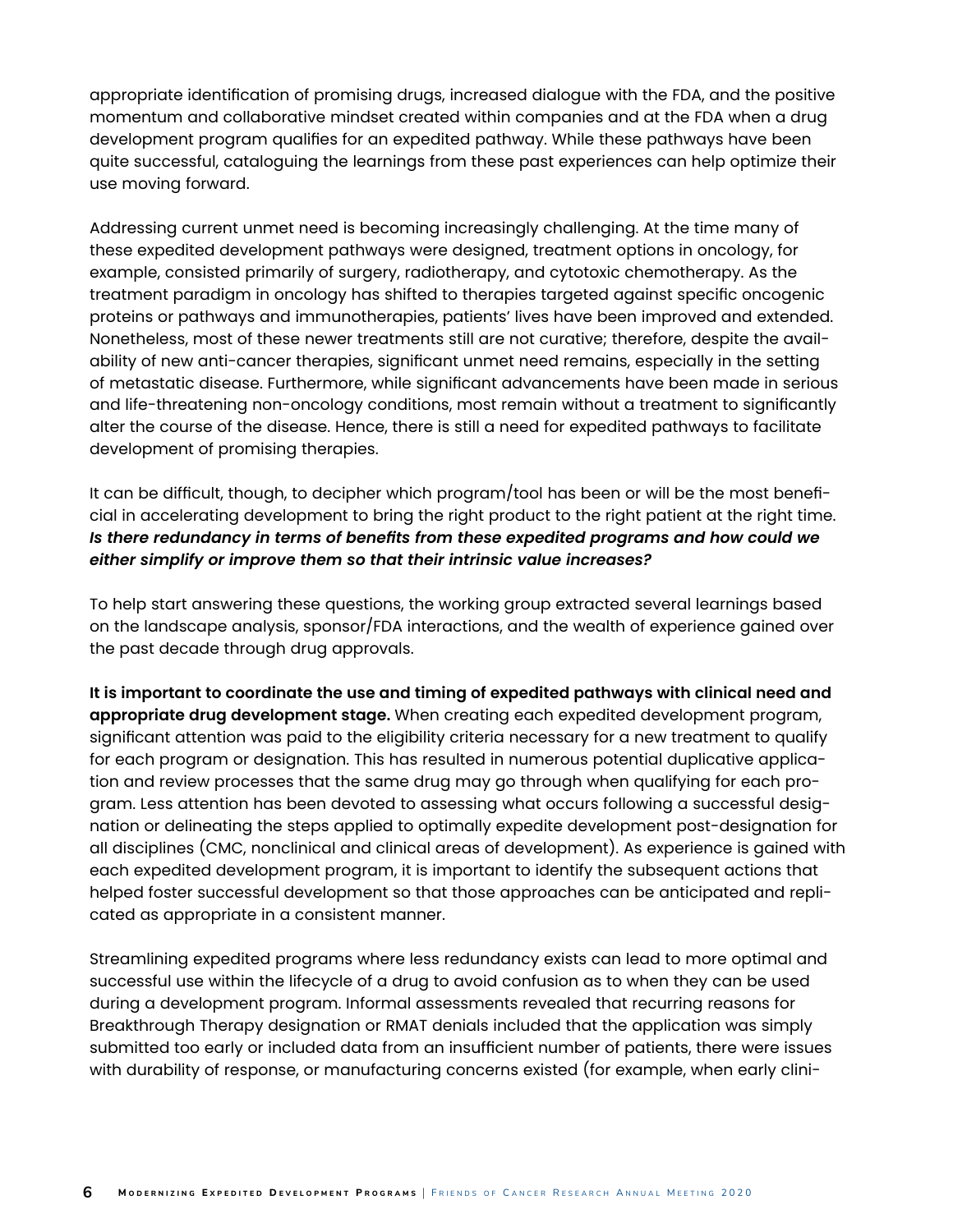appropriate identification of promising drugs, increased dialogue with the FDA, and the positive momentum and collaborative mindset created within companies and at the FDA when a drug development program qualifies for an expedited pathway. While these pathways have been quite successful, cataloguing the learnings from these past experiences can help optimize their use moving forward.

Addressing current unmet need is becoming increasingly challenging. At the time many of these expedited development pathways were designed, treatment options in oncology, for example, consisted primarily of surgery, radiotherapy, and cytotoxic chemotherapy. As the treatment paradigm in oncology has shifted to therapies targeted against specific oncogenic proteins or pathways and immunotherapies, patients' lives have been improved and extended. Nonetheless, most of these newer treatments still are not curative; therefore, despite the availability of new anti-cancer therapies, significant unmet need remains, especially in the setting of metastatic disease. Furthermore, while significant advancements have been made in serious and life-threatening non-oncology conditions, most remain without a treatment to significantly alter the course of the disease. Hence, there is still a need for expedited pathways to facilitate development of promising therapies.

It can be difficult, though, to decipher which program/tool has been or will be the most beneficial in accelerating development to bring the right product to the right patient at the right time. ***Is there redundancy in terms of benefits from these expedited programs and how could we either simplify or improve them so that their intrinsic value increases?***

To help start answering these questions, the working group extracted several learnings based on the landscape analysis, sponsor/FDA interactions, and the wealth of experience gained over the past decade through drug approvals.

**It is important to coordinate the use and timing of expedited pathways with clinical need and appropriate drug development stage.** When creating each expedited development program, significant attention was paid to the eligibility criteria necessary for a new treatment to qualify for each program or designation. This has resulted in numerous potential duplicative application and review processes that the same drug may go through when qualifying for each program. Less attention has been devoted to assessing what occurs following a successful designation or delineating the steps applied to optimally expedite development post-designation for all disciplines (CMC, nonclinical and clinical areas of development). As experience is gained with each expedited development program, it is important to identify the subsequent actions that helped foster successful development so that those approaches can be anticipated and replicated as appropriate in a consistent manner.

Streamlining expedited programs where less redundancy exists can lead to more optimal and successful use within the lifecycle of a drug to avoid confusion as to when they can be used during a development program. Informal assessments revealed that recurring reasons for Breakthrough Therapy designation or RMAT denials included that the application was simply submitted too early or included data from an insufficient number of patients, there were issues with durability of response, or manufacturing concerns existed (for example, when early clini-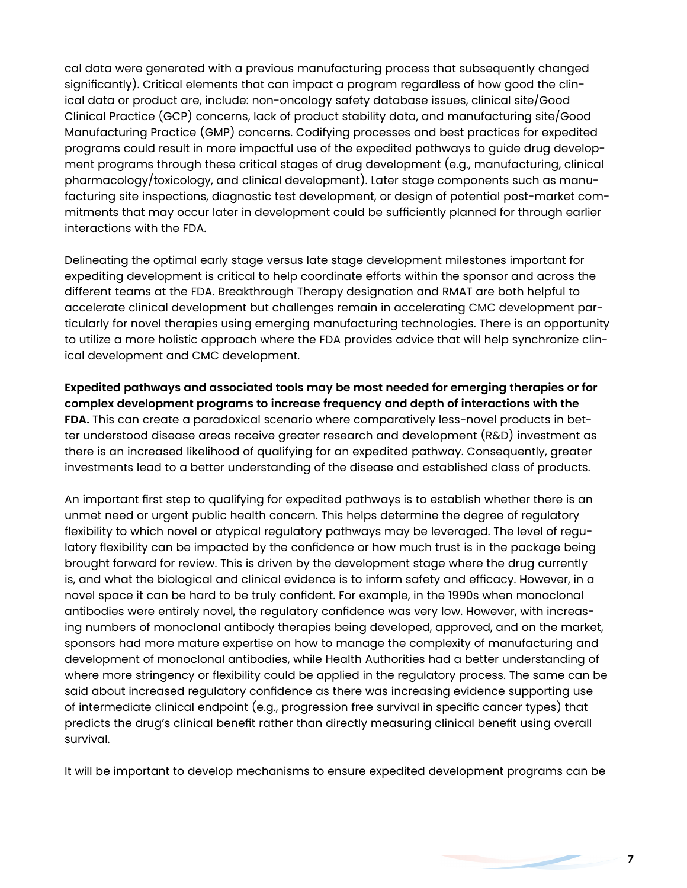cal data were generated with a previous manufacturing process that subsequently changed significantly). Critical elements that can impact a program regardless of how good the clinical data or product are, include: non-oncology safety database issues, clinical site/Good Clinical Practice (GCP) concerns, lack of product stability data, and manufacturing site/Good Manufacturing Practice (GMP) concerns. Codifying processes and best practices for expedited programs could result in more impactful use of the expedited pathways to guide drug development programs through these critical stages of drug development (e.g., manufacturing, clinical pharmacology/toxicology, and clinical development). Later stage components such as manufacturing site inspections, diagnostic test development, or design of potential post-market commitments that may occur later in development could be sufficiently planned for through earlier interactions with the FDA.

Delineating the optimal early stage versus late stage development milestones important for expediting development is critical to help coordinate efforts within the sponsor and across the different teams at the FDA. Breakthrough Therapy designation and RMAT are both helpful to accelerate clinical development but challenges remain in accelerating CMC development particularly for novel therapies using emerging manufacturing technologies. There is an opportunity to utilize a more holistic approach where the FDA provides advice that will help synchronize clinical development and CMC development.

**Expedited pathways and associated tools may be most needed for emerging therapies or for complex development programs to increase frequency and depth of interactions with the FDA.** This can create a paradoxical scenario where comparatively less-novel products in better understood disease areas receive greater research and development (R&D) investment as there is an increased likelihood of qualifying for an expedited pathway. Consequently, greater investments lead to a better understanding of the disease and established class of products.

An important first step to qualifying for expedited pathways is to establish whether there is an unmet need or urgent public health concern. This helps determine the degree of regulatory flexibility to which novel or atypical regulatory pathways may be leveraged. The level of regulatory flexibility can be impacted by the confidence or how much trust is in the package being brought forward for review. This is driven by the development stage where the drug currently is, and what the biological and clinical evidence is to inform safety and efficacy. However, in a novel space it can be hard to be truly confident. For example, in the 1990s when monoclonal antibodies were entirely novel, the regulatory confidence was very low. However, with increasing numbers of monoclonal antibody therapies being developed, approved, and on the market, sponsors had more mature expertise on how to manage the complexity of manufacturing and development of monoclonal antibodies, while Health Authorities had a better understanding of where more stringency or flexibility could be applied in the regulatory process. The same can be said about increased regulatory confidence as there was increasing evidence supporting use of intermediate clinical endpoint (e.g., progression free survival in specific cancer types) that predicts the drug's clinical benefit rather than directly measuring clinical benefit using overall survival.

It will be important to develop mechanisms to ensure expedited development programs can be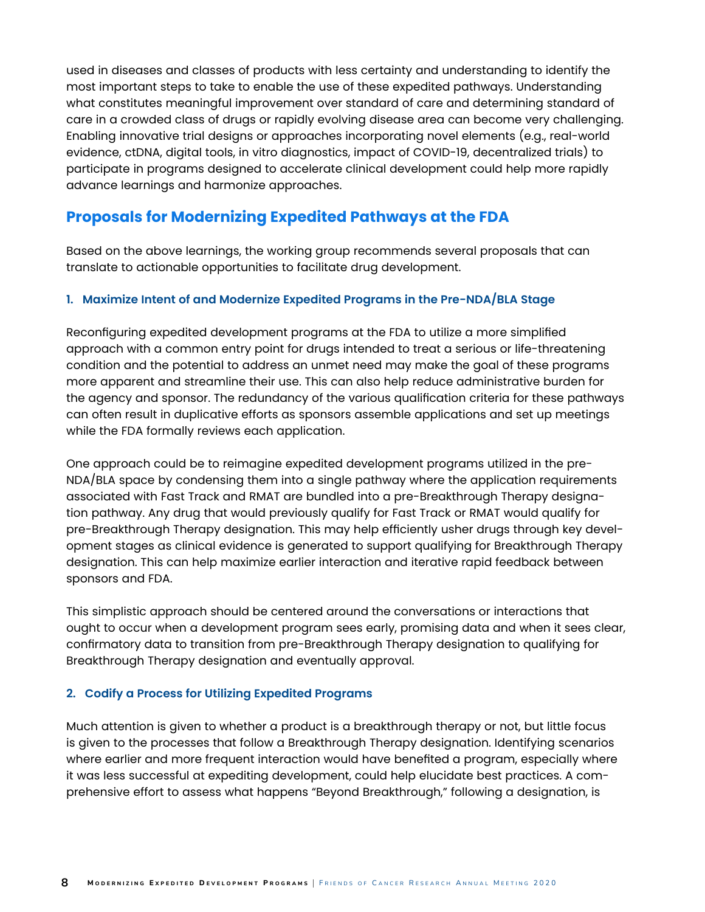used in diseases and classes of products with less certainty and understanding to identify the most important steps to take to enable the use of these expedited pathways. Understanding what constitutes meaningful improvement over standard of care and determining standard of care in a crowded class of drugs or rapidly evolving disease area can become very challenging. Enabling innovative trial designs or approaches incorporating novel elements (e.g., real-world evidence, ctDNA, digital tools, in vitro diagnostics, impact of COVID-19, decentralized trials) to participate in programs designed to accelerate clinical development could help more rapidly advance learnings and harmonize approaches.

## Proposals for Modernizing Expedited Pathways at the FDA

Based on the above learnings, the working group recommends several proposals that can translate to actionable opportunities to facilitate drug development.

### 1. Maximize Intent of and Modernize Expedited Programs in the Pre-NDA/BLA Stage

Reconfiguring expedited development programs at the FDA to utilize a more simplified approach with a common entry point for drugs intended to treat a serious or life-threatening condition and the potential to address an unmet need may make the goal of these programs more apparent and streamline their use. This can also help reduce administrative burden for the agency and sponsor. The redundancy of the various qualification criteria for these pathways can often result in duplicative efforts as sponsors assemble applications and set up meetings while the FDA formally reviews each application.

One approach could be to reimagine expedited development programs utilized in the pre-NDA/BLA space by condensing them into a single pathway where the application requirements associated with Fast Track and RMAT are bundled into a pre-Breakthrough Therapy designation pathway. Any drug that would previously qualify for Fast Track or RMAT would qualify for pre-Breakthrough Therapy designation. This may help efficiently usher drugs through key development stages as clinical evidence is generated to support qualifying for Breakthrough Therapy designation. This can help maximize earlier interaction and iterative rapid feedback between sponsors and FDA.

This simplistic approach should be centered around the conversations or interactions that ought to occur when a development program sees early, promising data and when it sees clear, confirmatory data to transition from pre-Breakthrough Therapy designation to qualifying for Breakthrough Therapy designation and eventually approval.

### 2. Codify a Process for Utilizing Expedited Programs

Much attention is given to whether a product is a breakthrough therapy or not, but little focus is given to the processes that follow a Breakthrough Therapy designation. Identifying scenarios where earlier and more frequent interaction would have benefited a program, especially where it was less successful at expediting development, could help elucidate best practices. A comprehensive effort to assess what happens "Beyond Breakthrough," following a designation, is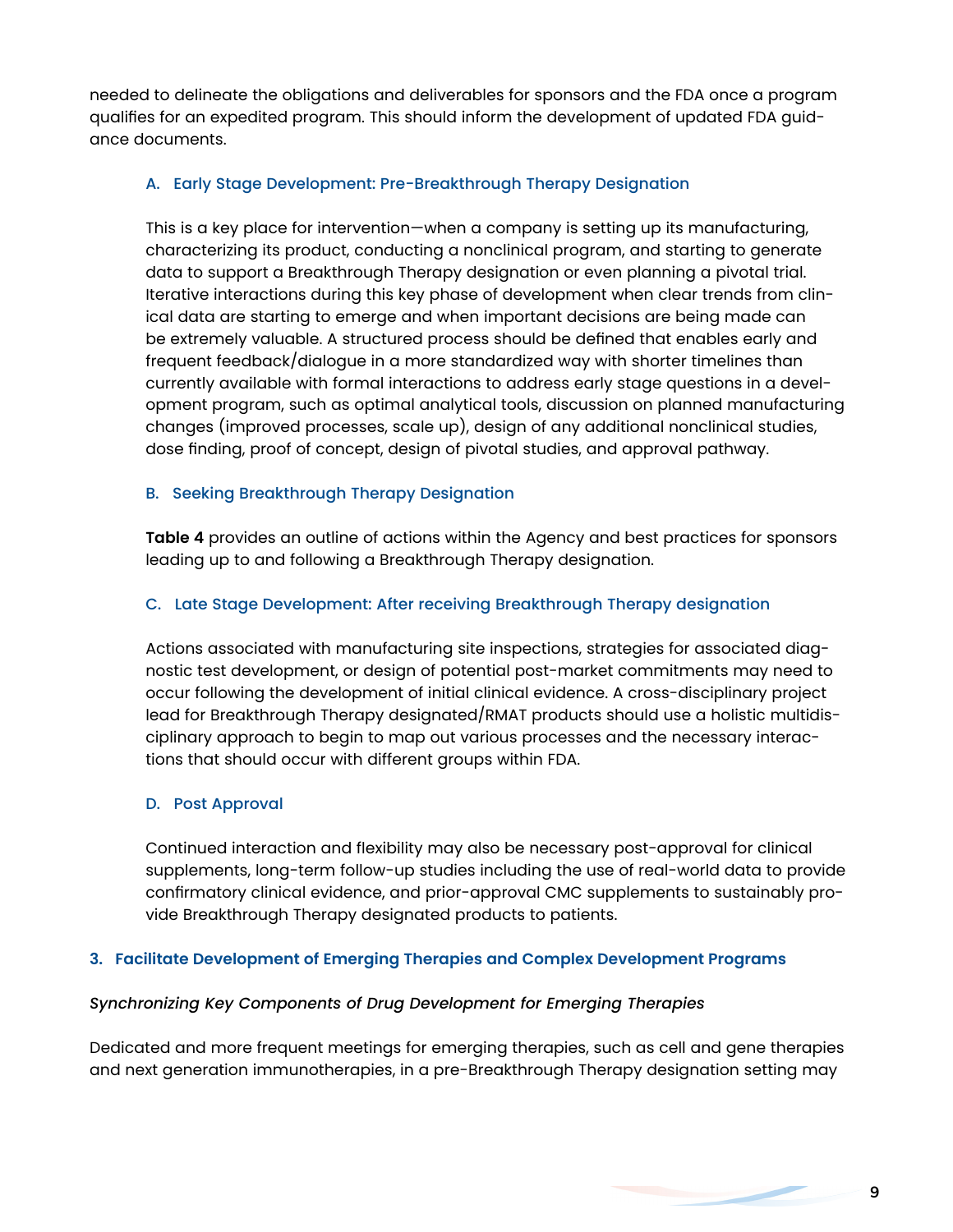needed to delineate the obligations and deliverables for sponsors and the FDA once a program qualifies for an expedited program. This should inform the development of updated FDA guidance documents.

### A. Early Stage Development: Pre-Breakthrough Therapy Designation

This is a key place for intervention—when a company is setting up its manufacturing, characterizing its product, conducting a nonclinical program, and starting to generate data to support a Breakthrough Therapy designation or even planning a pivotal trial. Iterative interactions during this key phase of development when clear trends from clinical data are starting to emerge and when important decisions are being made can be extremely valuable. A structured process should be defined that enables early and frequent feedback/dialogue in a more standardized way with shorter timelines than currently available with formal interactions to address early stage questions in a development program, such as optimal analytical tools, discussion on planned manufacturing changes (improved processes, scale up), design of any additional nonclinical studies, dose finding, proof of concept, design of pivotal studies, and approval pathway.

### B. Seeking Breakthrough Therapy Designation

**Table 4** provides an outline of actions within the Agency and best practices for sponsors leading up to and following a Breakthrough Therapy designation.

### C. Late Stage Development: After receiving Breakthrough Therapy designation

Actions associated with manufacturing site inspections, strategies for associated diagnostic test development, or design of potential post-market commitments may need to occur following the development of initial clinical evidence. A cross-disciplinary project lead for Breakthrough Therapy designated/RMAT products should use a holistic multidisciplinary approach to begin to map out various processes and the necessary interactions that should occur with different groups within FDA.

### D. Post Approval

Continued interaction and flexibility may also be necessary post-approval for clinical supplements, long-term follow-up studies including the use of real-world data to provide confirmatory clinical evidence, and prior-approval CMC supplements to sustainably provide Breakthrough Therapy designated products to patients.

## 3. Facilitate Development of Emerging Therapies and Complex Development Programs

*Synchronizing Key Components of Drug Development for Emerging Therapies*

Dedicated and more frequent meetings for emerging therapies, such as cell and gene therapies and next generation immunotherapies, in a pre-Breakthrough Therapy designation setting may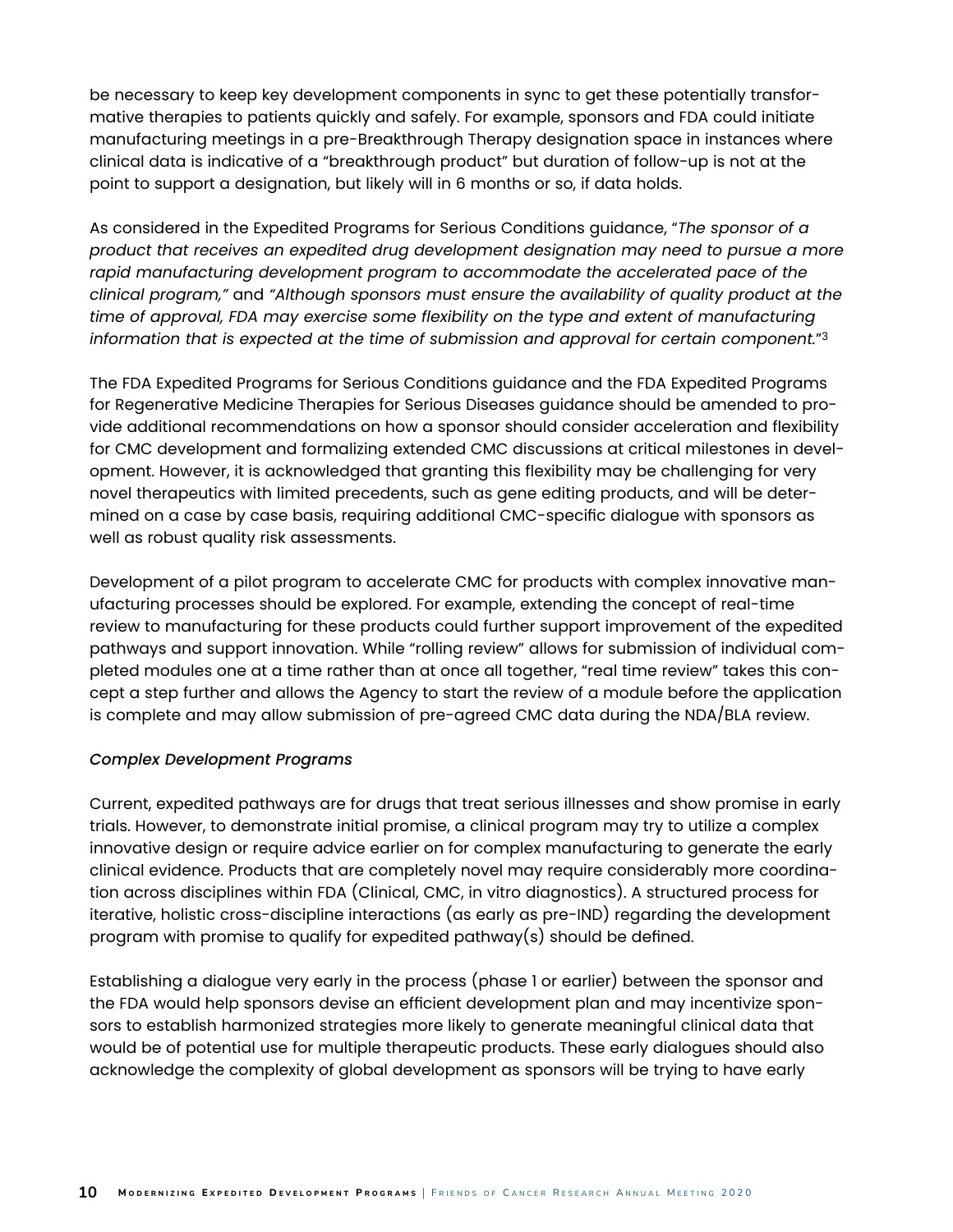be necessary to keep key development components in sync to get these potentially transformative therapies to patients quickly and safely. For example, sponsors and FDA could initiate manufacturing meetings in a pre-Breakthrough Therapy designation space in instances where clinical data is indicative of a "breakthrough product" but duration of follow-up is not at the point to support a designation, but likely will in 6 months or so, if data holds.

As considered in the Expedited Programs for Serious Conditions guidance, "*The sponsor of a product that receives an expedited drug development designation may need to pursue a more rapid manufacturing development program to accommodate the accelerated pace of the clinical program,"* and *"Although sponsors must ensure the availability of quality product at the time of approval, FDA may exercise some flexibility on the type and extent of manufacturing information that is expected at the time of submission and approval for certain component.*"[3]

The FDA Expedited Programs for Serious Conditions guidance and the FDA Expedited Programs for Regenerative Medicine Therapies for Serious Diseases guidance should be amended to provide additional recommendations on how a sponsor should consider acceleration and flexibility for CMC development and formalizing extended CMC discussions at critical milestones in development. However, it is acknowledged that granting this flexibility may be challenging for very novel therapeutics with limited precedents, such as gene editing products, and will be determined on a case by case basis, requiring additional CMC-specific dialogue with sponsors as well as robust quality risk assessments.

Development of a pilot program to accelerate CMC for products with complex innovative manufacturing processes should be explored. For example, extending the concept of real-time review to manufacturing for these products could further support improvement of the expedited pathways and support innovation. While "rolling review" allows for submission of individual completed modules one at a time rather than at once all together, "real time review" takes this concept a step further and allows the Agency to start the review of a module before the application is complete and may allow submission of pre-agreed CMC data during the NDA/BLA review.

*Complex Development Programs*

Current, expedited pathways are for drugs that treat serious illnesses and show promise in early trials. However, to demonstrate initial promise, a clinical program may try to utilize a complex innovative design or require advice earlier on for complex manufacturing to generate the early clinical evidence. Products that are completely novel may require considerably more coordination across disciplines within FDA (Clinical, CMC, in vitro diagnostics). A structured process for iterative, holistic cross-discipline interactions (as early as pre-IND) regarding the development program with promise to qualify for expedited pathway(s) should be defined.

Establishing a dialogue very early in the process (phase 1 or earlier) between the sponsor and the FDA would help sponsors devise an efficient development plan and may incentivize sponsors to establish harmonized strategies more likely to generate meaningful clinical data that would be of potential use for multiple therapeutic products. These early dialogues should also acknowledge the complexity of global development as sponsors will be trying to have early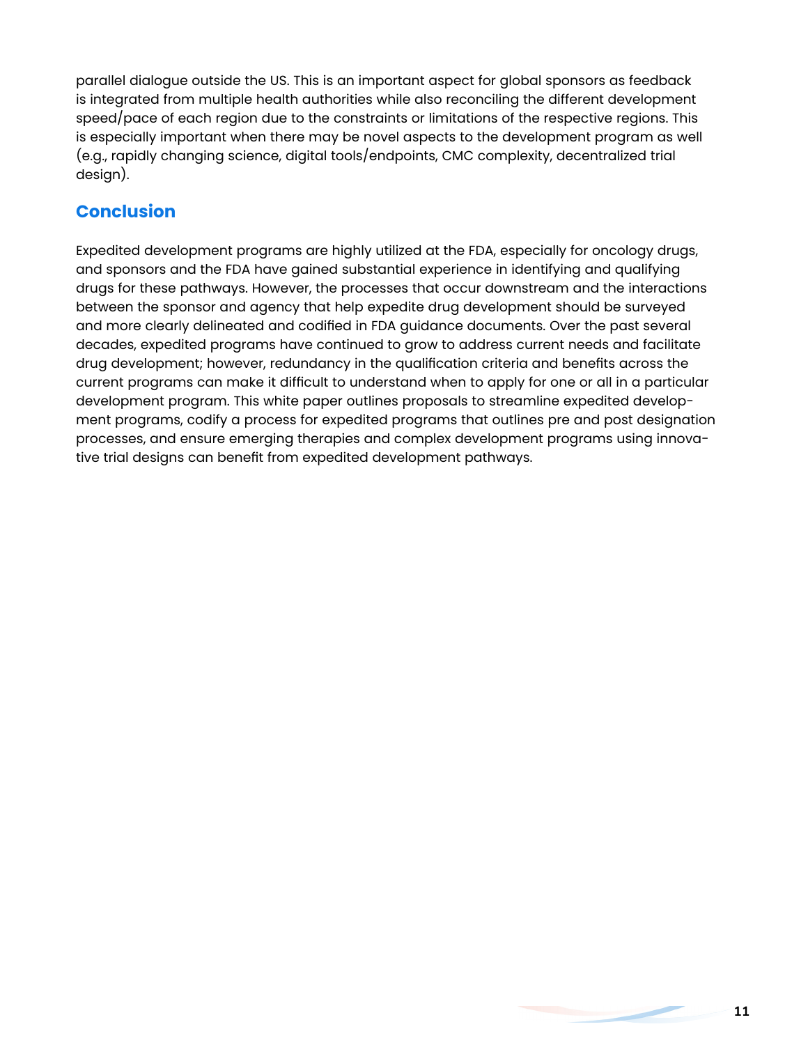parallel dialogue outside the US. This is an important aspect for global sponsors as feedback is integrated from multiple health authorities while also reconciling the different development speed/pace of each region due to the constraints or limitations of the respective regions. This is especially important when there may be novel aspects to the development program as well (e.g., rapidly changing science, digital tools/endpoints, CMC complexity, decentralized trial design).

## Conclusion

Expedited development programs are highly utilized at the FDA, especially for oncology drugs, and sponsors and the FDA have gained substantial experience in identifying and qualifying drugs for these pathways. However, the processes that occur downstream and the interactions between the sponsor and agency that help expedite drug development should be surveyed and more clearly delineated and codified in FDA guidance documents. Over the past several decades, expedited programs have continued to grow to address current needs and facilitate drug development; however, redundancy in the qualification criteria and benefits across the current programs can make it difficult to understand when to apply for one or all in a particular development program. This white paper outlines proposals to streamline expedited development programs, codify a process for expedited programs that outlines pre and post designation processes, and ensure emerging therapies and complex development programs using innovative trial designs can benefit from expedited development pathways.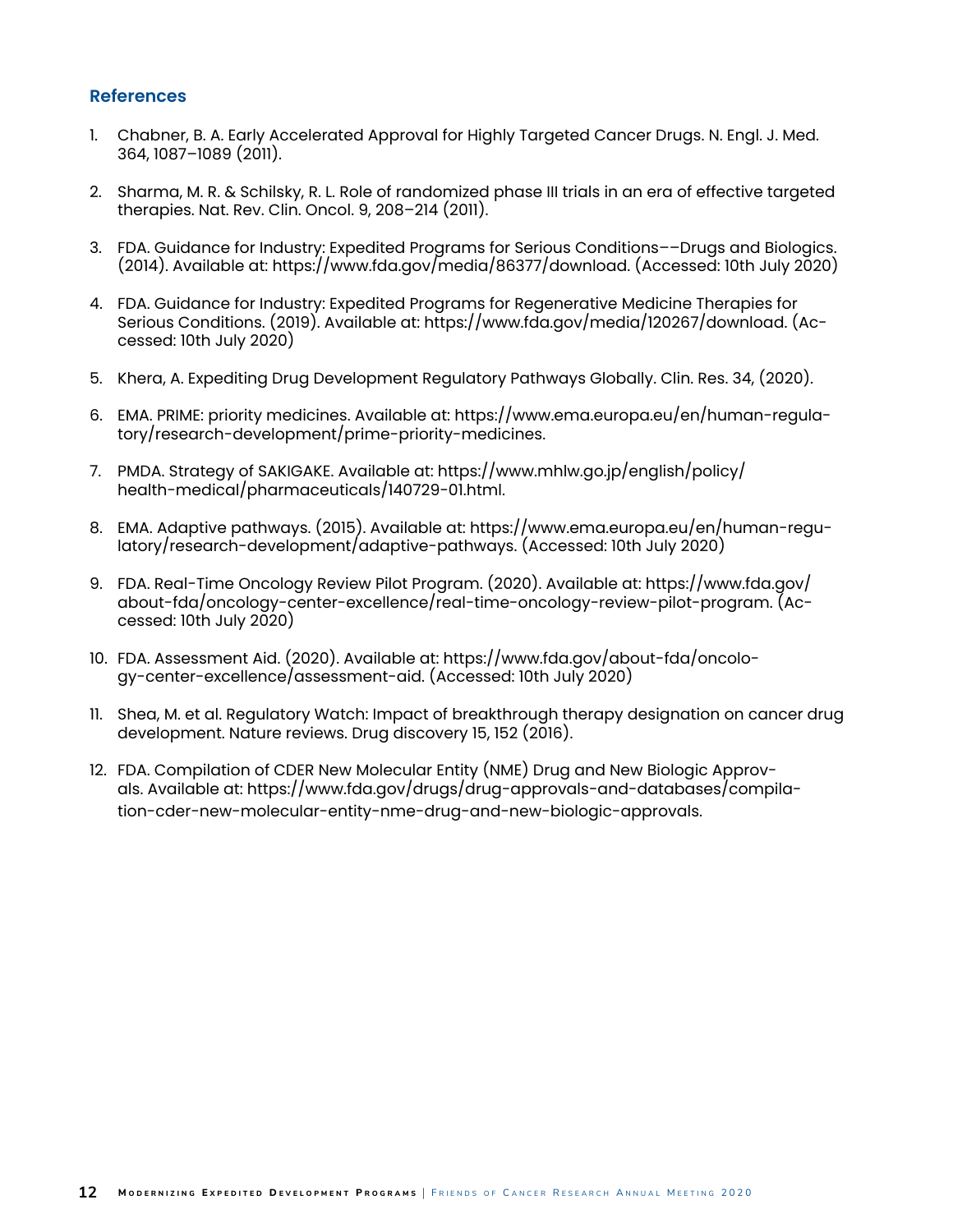## References

1. Chabner, B. A. Early Accelerated Approval for Highly Targeted Cancer Drugs. N. Engl. J. Med. 364, 1087–1089 (2011).

2. Sharma, M. R. & Schilsky, R. L. Role of randomized phase III trials in an era of effective targeted therapies. Nat. Rev. Clin. Oncol. 9, 208–214 (2011).

3. FDA. Guidance for Industry: Expedited Programs for Serious Conditions––Drugs and Biologics. (2014). Available at: https://www.fda.gov/media/86377/download. (Accessed: 10th July 2020)

4. FDA. Guidance for Industry: Expedited Programs for Regenerative Medicine Therapies for Serious Conditions. (2019). Available at: https://www.fda.gov/media/120267/download. (Accessed: 10th July 2020)

5. Khera, A. Expediting Drug Development Regulatory Pathways Globally. Clin. Res. 34, (2020).

6. EMA. PRIME: priority medicines. Available at: https://www.ema.europa.eu/en/human-regulatory/research-development/prime-priority-medicines.

7. PMDA. Strategy of SAKIGAKE. Available at: https://www.mhlw.go.jp/english/policy/health-medical/pharmaceuticals/140729-01.html.

8. EMA. Adaptive pathways. (2015). Available at: https://www.ema.europa.eu/en/human-regulatory/research-development/adaptive-pathways. (Accessed: 10th July 2020)

9. FDA. Real-Time Oncology Review Pilot Program. (2020). Available at: https://www.fda.gov/about-fda/oncology-center-excellence/real-time-oncology-review-pilot-program. (Accessed: 10th July 2020)

10. FDA. Assessment Aid. (2020). Available at: https://www.fda.gov/about-fda/oncology-center-excellence/assessment-aid. (Accessed: 10th July 2020)

11. Shea, M. et al. Regulatory Watch: Impact of breakthrough therapy designation on cancer drug development. Nature reviews. Drug discovery 15, 152 (2016).

12. FDA. Compilation of CDER New Molecular Entity (NME) Drug and New Biologic Approvals. Available at: https://www.fda.gov/drugs/drug-approvals-and-databases/compilation-cder-new-molecular-entity-nme-drug-and-new-biologic-approvals.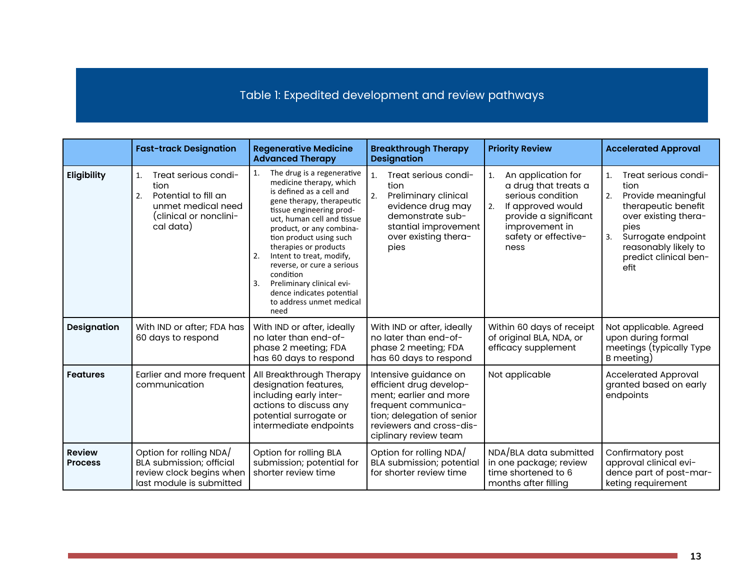Table 1: Expedited development and review pathways

| | Fast-track Designation | Regenerative Medicine Advanced Therapy | Breakthrough Therapy Designation | Priority Review | Accelerated Approval |
|---|---|---|---|---|---|
| **Eligibility** | 1. Treat serious condition<br>2. Potential to fill an unmet medical need (clinical or nonclinical data) | 1. The drug is a regenerative medicine therapy, which is defined as a cell and gene therapy, therapeutic tissue engineering product, human cell and tissue product, or any combination product using such therapies or products<br>2. Intent to treat, modify, reverse, or cure a serious condition<br>3. Preliminary clinical evidence indicates potential to address unmet medical need | 1. Treat serious condition<br>2. Preliminary clinical evidence drug may demonstrate substantial improvement over existing therapies | 1. An application for a drug that treats a serious condition<br>2. If approved would provide a significant improvement in safety or effectiveness | 1. Treat serious condition<br>2. Provide meaningful therapeutic benefit over existing therapies<br>3. Surrogate endpoint reasonably likely to predict clinical benefit |
| **Designation** | With IND or after; FDA has 60 days to respond | With IND or after, ideally no later than end-of-phase 2 meeting; FDA has 60 days to respond | With IND or after, ideally no later than end-of-phase 2 meeting; FDA has 60 days to respond | Within 60 days of receipt of original BLA, NDA, or efficacy supplement | Not applicable. Agreed upon during formal meetings (typically Type B meeting) |
| **Features** | Earlier and more frequent communication | All Breakthrough Therapy designation features, including early interactions to discuss any potential surrogate or intermediate endpoints | Intensive guidance on efficient drug development; earlier and more frequent communication; delegation of senior reviewers and cross-disciplinary review team | Not applicable | Accelerated Approval granted based on early endpoints |
| **Review Process** | Option for rolling NDA/BLA submission; official review clock begins when last module is submitted | Option for rolling BLA submission; potential for shorter review time | Option for rolling NDA/BLA submission; potential for shorter review time | NDA/BLA data submitted in one package; review time shortened to 6 months after filling | Confirmatory post approval clinical evidence part of post-marketing requirement |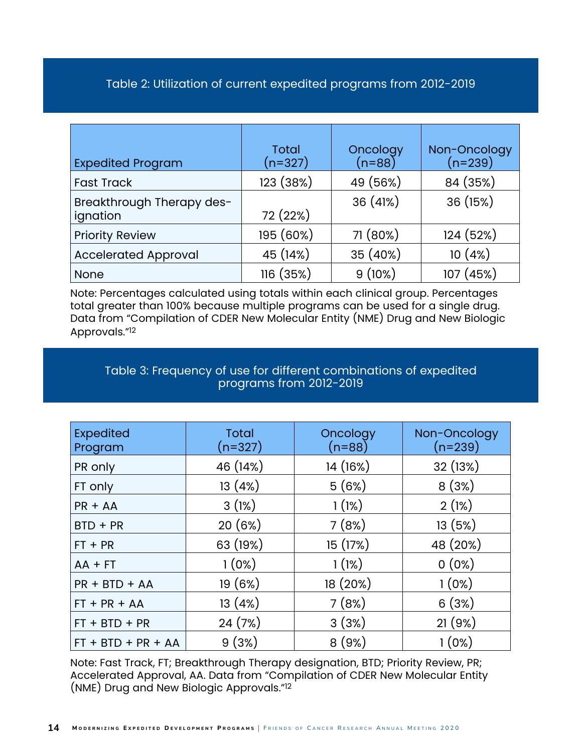Table 2: Utilization of current expedited programs from 2012-2019

| Expedited Program | Total (n=327) | Oncology (n=88) | Non-Oncology (n=239) |
|---|---|---|---|
| Fast Track | 123 (38%) | 49 (56%) | 84 (35%) |
| Breakthrough Therapy designation | 72 (22%) | 36 (41%) | 36 (15%) |
| Priority Review | 195 (60%) | 71 (80%) | 124 (52%) |
| Accelerated Approval | 45 (14%) | 35 (40%) | 10 (4%) |
| None | 116 (35%) | 9 (10%) | 107 (45%) |

Note: Percentages calculated using totals within each clinical group. Percentages total greater than 100% because multiple programs can be used for a single drug. Data from "Compilation of CDER New Molecular Entity (NME) Drug and New Biologic Approvals."[12]

Table 3: Frequency of use for different combinations of expedited programs from 2012-2019

| Expedited Program | Total (n=327) | Oncology (n=88) | Non-Oncology (n=239) |
|---|---|---|---|
| PR only | 46 (14%) | 14 (16%) | 32 (13%) |
| FT only | 13 (4%) | 5 (6%) | 8 (3%) |
| PR + AA | 3 (1%) | 1 (1%) | 2 (1%) |
| BTD + PR | 20 (6%) | 7 (8%) | 13 (5%) |
| FT + PR | 63 (19%) | 15 (17%) | 48 (20%) |
| AA + FT | 1 (0%) | 1 (1%) | 0 (0%) |
| PR + BTD + AA | 19 (6%) | 18 (20%) | 1 (0%) |
| FT + PR + AA | 13 (4%) | 7 (8%) | 6 (3%) |
| FT + BTD + PR | 24 (7%) | 3 (3%) | 21 (9%) |
| FT + BTD + PR + AA | 9 (3%) | 8 (9%) | 1 (0%) |

Note: Fast Track, FT; Breakthrough Therapy designation, BTD; Priority Review, PR; Accelerated Approval, AA. Data from "Compilation of CDER New Molecular Entity (NME) Drug and New Biologic Approvals."[12]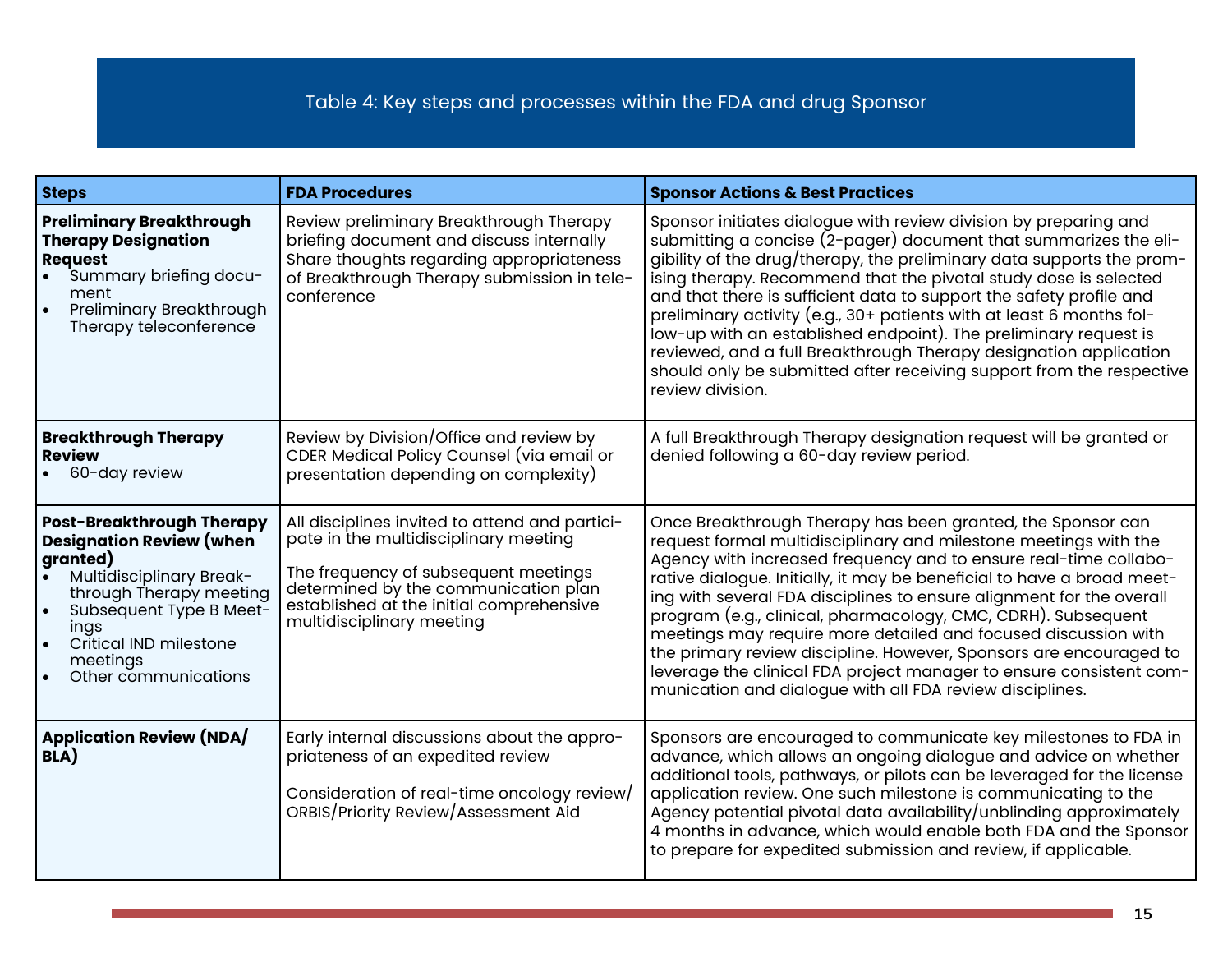## Table 4: Key steps and processes within the FDA and drug Sponsor

| Steps | FDA Procedures | Sponsor Actions & Best Practices |
|---|---|---|
| **Preliminary Breakthrough Therapy Designation Request**<br>• Summary briefing document<br>• Preliminary Breakthrough Therapy teleconference | Review preliminary Breakthrough Therapy briefing document and discuss internally Share thoughts regarding appropriateness of Breakthrough Therapy submission in teleconference | Sponsor initiates dialogue with review division by preparing and submitting a concise (2-pager) document that summarizes the eligibility of the drug/therapy, the preliminary data supports the promising therapy. Recommend that the pivotal study dose is selected and that there is sufficient data to support the safety profile and preliminary activity (e.g., 30+ patients with at least 6 months follow-up with an established endpoint). The preliminary request is reviewed, and a full Breakthrough Therapy designation application should only be submitted after receiving support from the respective review division. |
| **Breakthrough Therapy Review**<br>• 60-day review | Review by Division/Office and review by CDER Medical Policy Counsel (via email or presentation depending on complexity) | A full Breakthrough Therapy designation request will be granted or denied following a 60-day review period. |
| **Post-Breakthrough Therapy Designation Review (when granted)**<br>• Multidisciplinary Breakthrough Therapy meeting<br>• Subsequent Type B Meetings<br>• Critical IND milestone meetings<br>• Other communications | All disciplines invited to attend and participate in the multidisciplinary meeting<br><br>The frequency of subsequent meetings determined by the communication plan established at the initial comprehensive multidisciplinary meeting | Once Breakthrough Therapy has been granted, the Sponsor can request formal multidisciplinary and milestone meetings with the Agency with increased frequency and to ensure real-time collaborative dialogue. Initially, it may be beneficial to have a broad meeting with several FDA disciplines to ensure alignment for the overall program (e.g., clinical, pharmacology, CMC, CDRH). Subsequent meetings may require more detailed and focused discussion with the primary review discipline. However, Sponsors are encouraged to leverage the clinical FDA project manager to ensure consistent communication and dialogue with all FDA review disciplines. |
| **Application Review (NDA/BLA)** | Early internal discussions about the appropriateness of an expedited review<br><br>Consideration of real-time oncology review/ORBIS/Priority Review/Assessment Aid | Sponsors are encouraged to communicate key milestones to FDA in advance, which allows an ongoing dialogue and advice on whether additional tools, pathways, or pilots can be leveraged for the license application review. One such milestone is communicating to the Agency potential pivotal data availability/unblinding approximately 4 months in advance, which would enable both FDA and the Sponsor to prepare for expedited submission and review, if applicable. |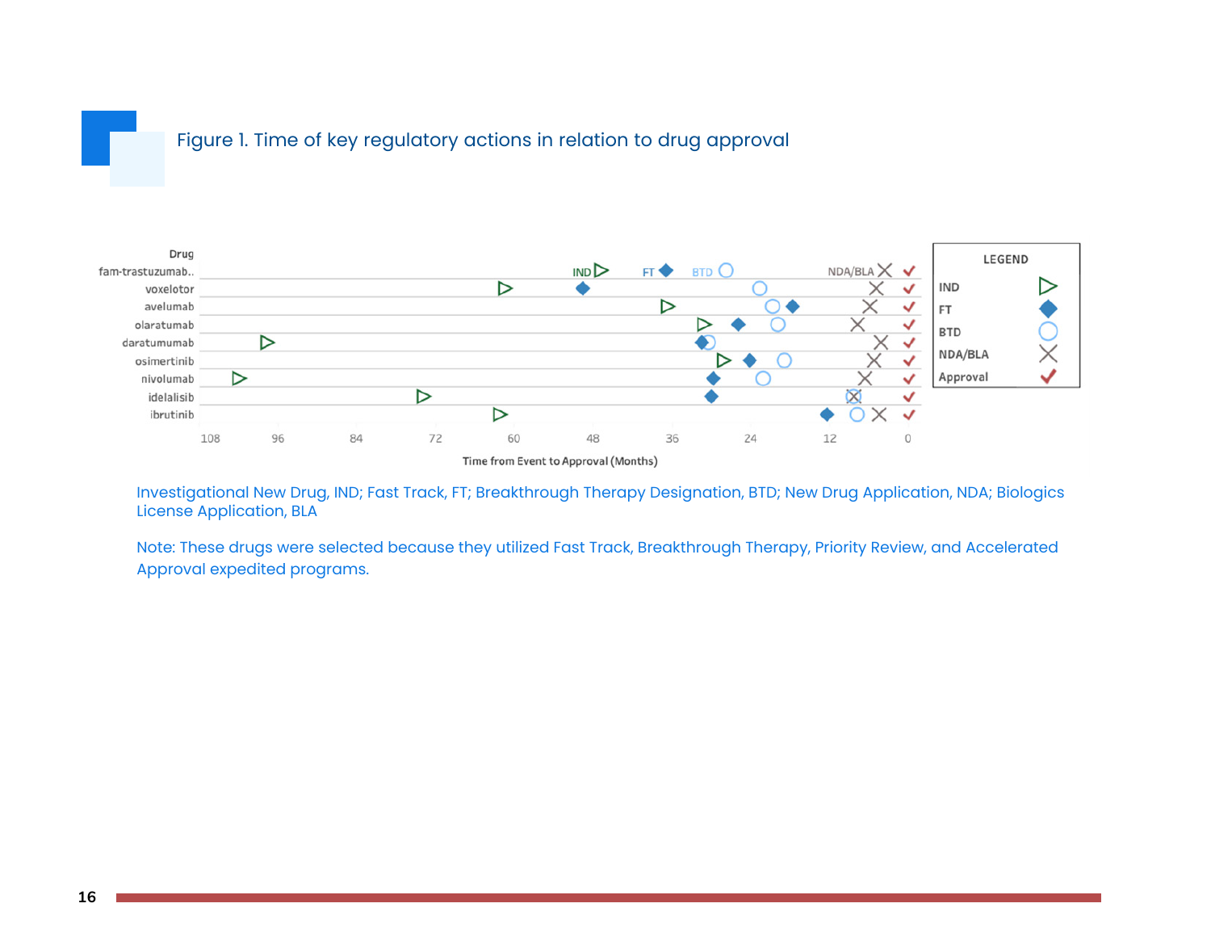Figure 1. Time of key regulatory actions in relation to drug approval

Drug

fam-trastuzumab..

voxelotor

avelumab

olaratumab

daratumumab

osimertinib

nivolumab

idelalisib

ibrutinib

IND FT BTD NDA/BLA

108 96 84 72 60 48 36 24 12 0

Time from Event to Approval (Months)

LEGEND

IND

FT

BTD

NDA/BLA

Approval

Investigational New Drug, IND; Fast Track, FT; Breakthrough Therapy Designation, BTD; New Drug Application, NDA; Biologics License Application, BLA

Note: These drugs were selected because they utilized Fast Track, Breakthrough Therapy, Priority Review, and Accelerated Approval expedited programs.